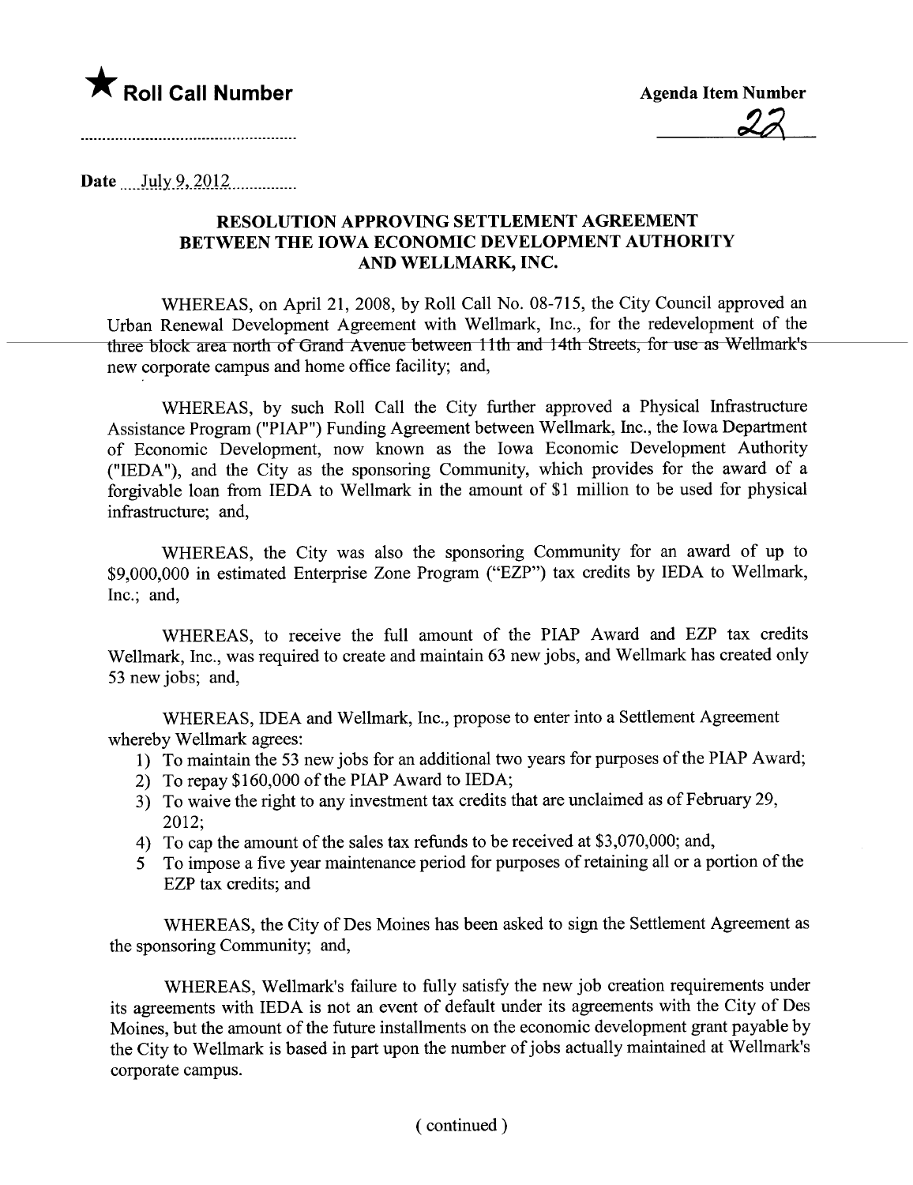★ **Roll Call Number**

**Agenda Item Number**

22

Date July 9, 2012

## RESOLUTION APPROVING SETTLEMENT AGREEMENT BETWEEN THE IOWA ECONOMIC DEVELOPMENT AUTHORITY AND WELLMARK, INC.

WHEREAS, on April 21, 2008, by Roll Call No. 08-715, the City Council approved an Urban Renewal Development Agreement with Wellmark, Inc., for the redevelopment of the three block area north of Grand Avenue between 11th and 14th Streets, for use as Wellmark's new corporate campus and home office facility; and,

WHEREAS, by such Roll Call the City further approved a Physical Infrastructure Assistance Program ("PIAP") Funding Agreement between Wellmark, Inc., the Iowa Department of Economic Development, now known as the Iowa Economic Development Authority ("IEDA"), and the City as the sponsoring Community, which provides for the award of a forgivable loan from IEDA to Wellmark in the amount of $1 million to be used for physical infrastructure; and,

WHEREAS, the City was also the sponsoring Community for an award of up to $9,000,000 in estimated Enterprise Zone Program ("EZP") tax credits by IEDA to Wellmark, Inc.; and,

WHEREAS, to receive the full amount of the PIAP Award and EZP tax credits Wellmark, Inc., was required to create and maintain 63 new jobs, and Wellmark has created only 53 new jobs; and,

WHEREAS, IDEA and Wellmark, Inc., propose to enter into a Settlement Agreement whereby Wellmark agrees:

1) To maintain the 53 new jobs for an additional two years for purposes of the PIAP Award;
2) To repay $160,000 of the PIAP Award to IEDA;
3) To waive the right to any investment tax credits that are unclaimed as of February 29, 2012;
4) To cap the amount of the sales tax refunds to be received at $3,070,000; and,
5 To impose a five year maintenance period for purposes of retaining all or a portion of the EZP tax credits; and

WHEREAS, the City of Des Moines has been asked to sign the Settlement Agreement as the sponsoring Community; and,

WHEREAS, Wellmark's failure to fully satisfy the new job creation requirements under its agreements with IEDA is not an event of default under its agreements with the City of Des Moines, but the amount of the future installments on the economic development grant payable by the City to Wellmark is based in part upon the number of jobs actually maintained at Wellmark's corporate campus.

( continued )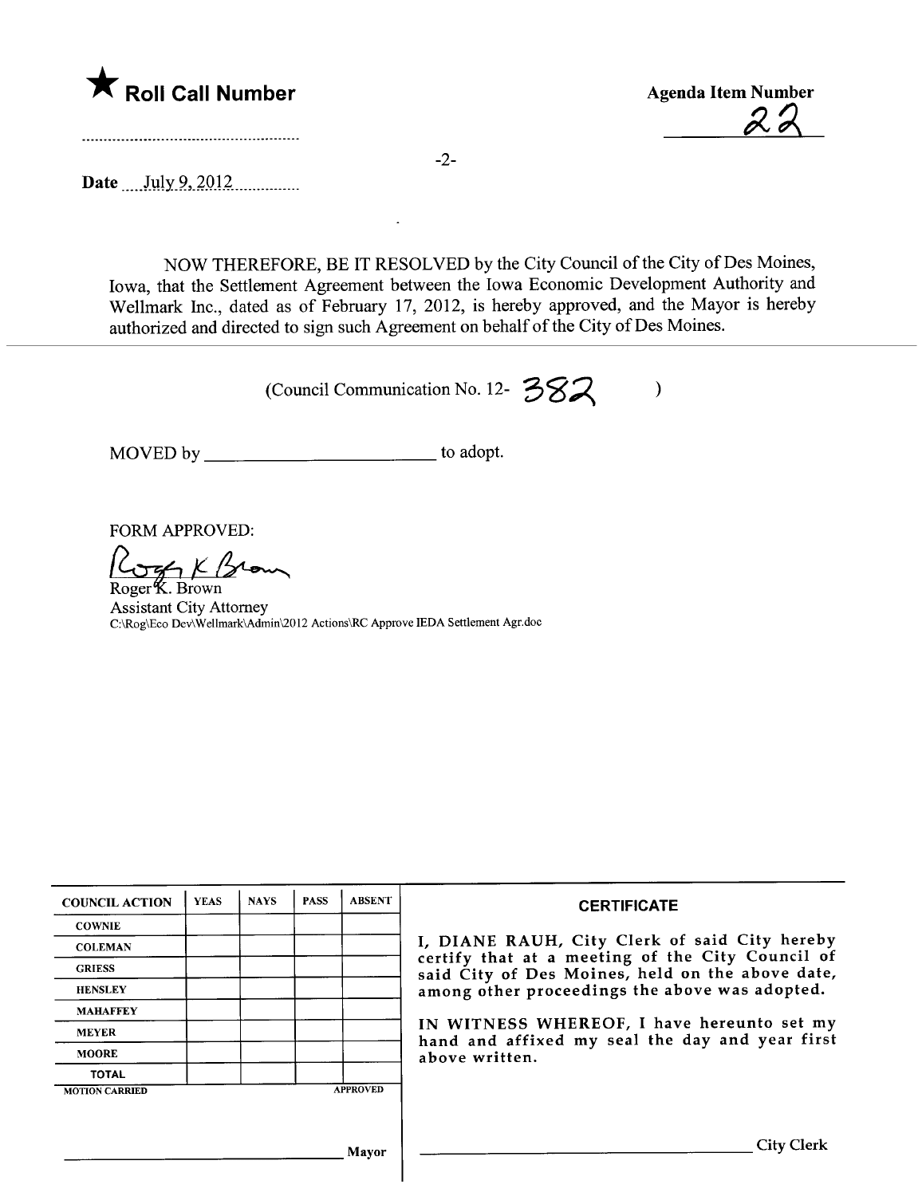★ **Roll Call Number**

..........................................................

**Agenda Item Number**

22

**Date** ....July 9, 2012..............

NOW THEREFORE, BE IT RESOLVED by the City Council of the City of Des Moines, Iowa, that the Settlement Agreement between the Iowa Economic Development Authority and Wellmark Inc., dated as of February 17, 2012, is hereby approved, and the Mayor is hereby authorized and directed to sign such Agreement on behalf of the City of Des Moines.

(Council Communication No. 12- 382 )

MOVED by ________________________ to adopt.

FORM APPROVED:

Roger K. Brown
Assistant City Attorney
C:\Rog\Eco Dev\Wellmark\Admin\2012 Actions\RC Approve IEDA Settlement Agr.doc

| COUNCIL ACTION | YEAS | NAYS | PASS | ABSENT |
|---|---|---|---|---|
| COWNIE | | | | |
| COLEMAN | | | | |
| GRIESS | | | | |
| HENSLEY | | | | |
| MAHAFFEY | | | | |
| MEYER | | | | |
| MOORE | | | | |
| TOTAL | | | | |
| MOTION CARRIED | | | | APPROVED |

________________________________ Mayor

**CERTIFICATE**

I, DIANE RAUH, City Clerk of said City hereby certify that at a meeting of the City Council of said City of Des Moines, held on the above date, among other proceedings the above was adopted.

IN WITNESS WHEREOF, I have hereunto set my hand and affixed my seal the day and year first above written.

________________________________ City Clerk